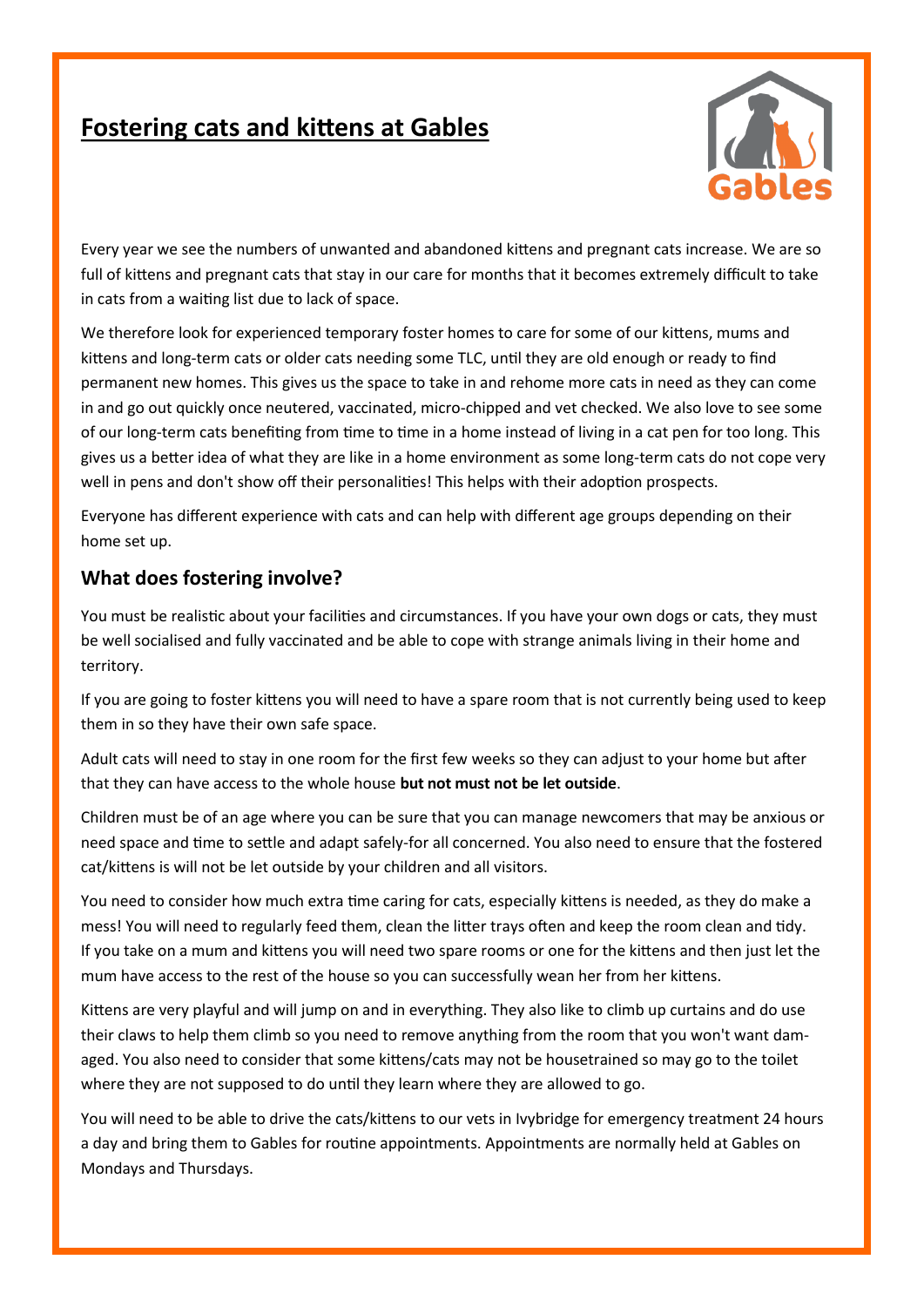# Fostering cats and kittens at Gables

Every year we see the numbers of unwanted and abandoned kittens and pregnant cats increase. We are so full of kittens and pregnant cats that stay in our care for months that it becomes extremely difficult to take in cats from a waiting list due to lack of space.

We therefore look for experienced temporary foster homes to care for some of our kittens, mums and kittens and long-term cats or older cats needing some TLC, until they are old enough or ready to find permanent new homes. This gives us the space to take in and rehome more cats in need as they can come in and go out quickly once neutered, vaccinated, micro-chipped and vet checked. We also love to see some of our long-term cats benefiting from time to time in a home instead of living in a cat pen for too long. This gives us a better idea of what they are like in a home environment as some long-term cats do not cope very well in pens and don't show off their personalities! This helps with their adoption prospects.

Everyone has different experience with cats and can help with different age groups depending on their home set up.

## What does fostering involve?

You must be realistic about your facilities and circumstances. If you have your own dogs or cats, they must be well socialised and fully vaccinated and be able to cope with strange animals living in their home and territory.

If you are going to foster kittens you will need to have a spare room that is not currently being used to keep them in so they have their own safe space.

Adult cats will need to stay in one room for the first few weeks so they can adjust to your home but after that they can have access to the whole house **but not must not be let outside**.

Children must be of an age where you can be sure that you can manage newcomers that may be anxious or need space and time to settle and adapt safely-for all concerned. You also need to ensure that the fostered cat/kittens is will not be let outside by your children and all visitors.

You need to consider how much extra time caring for cats, especially kittens is needed, as they do make a mess! You will need to regularly feed them, clean the litter trays often and keep the room clean and tidy. If you take on a mum and kittens you will need two spare rooms or one for the kittens and then just let the mum have access to the rest of the house so you can successfully wean her from her kittens.

Kittens are very playful and will jump on and in everything. They also like to climb up curtains and do use their claws to help them climb so you need to remove anything from the room that you won't want damaged. You also need to consider that some kittens/cats may not be housetrained so may go to the toilet where they are not supposed to do until they learn where they are allowed to go.

You will need to be able to drive the cats/kittens to our vets in Ivybridge for emergency treatment 24 hours a day and bring them to Gables for routine appointments. Appointments are normally held at Gables on Mondays and Thursdays.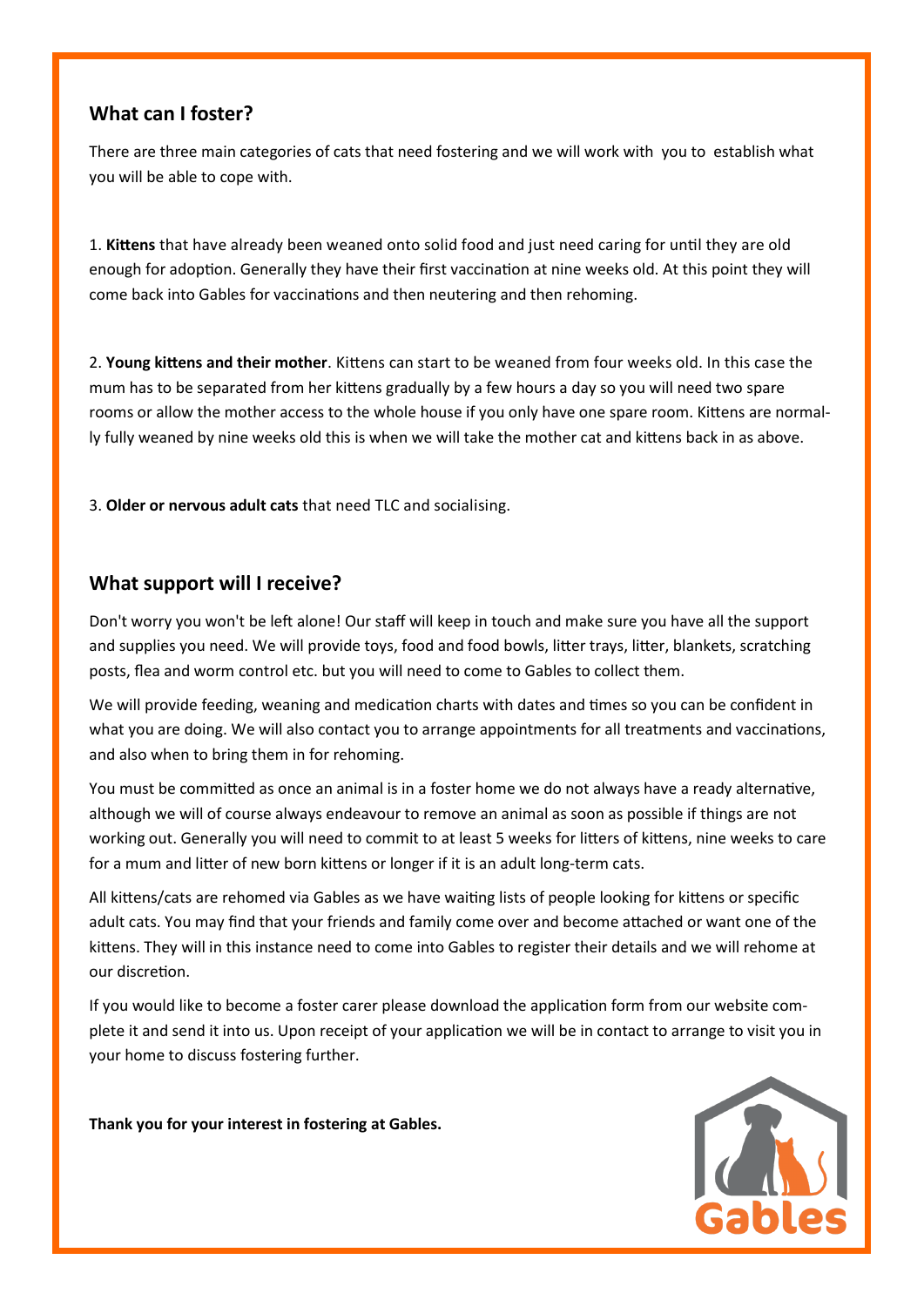## What can I foster?

There are three main categories of cats that need fostering and we will work with you to establish what you will be able to cope with.

1. **Kittens** that have already been weaned onto solid food and just need caring for until they are old enough for adoption. Generally they have their first vaccination at nine weeks old. At this point they will come back into Gables for vaccinations and then neutering and then rehoming.

2. **Young kittens and their mother**. Kittens can start to be weaned from four weeks old. In this case the mum has to be separated from her kittens gradually by a few hours a day so you will need two spare rooms or allow the mother access to the whole house if you only have one spare room. Kittens are normally fully weaned by nine weeks old this is when we will take the mother cat and kittens back in as above.

3. **Older or nervous adult cats** that need TLC and socialising.

## What support will I receive?

Don't worry you won't be left alone! Our staff will keep in touch and make sure you have all the support and supplies you need. We will provide toys, food and food bowls, litter trays, litter, blankets, scratching posts, flea and worm control etc. but you will need to come to Gables to collect them.

We will provide feeding, weaning and medication charts with dates and times so you can be confident in what you are doing. We will also contact you to arrange appointments for all treatments and vaccinations, and also when to bring them in for rehoming.

You must be committed as once an animal is in a foster home we do not always have a ready alternative, although we will of course always endeavour to remove an animal as soon as possible if things are not working out. Generally you will need to commit to at least 5 weeks for litters of kittens, nine weeks to care for a mum and litter of new born kittens or longer if it is an adult long-term cats.

All kittens/cats are rehomed via Gables as we have waiting lists of people looking for kittens or specific adult cats. You may find that your friends and family come over and become attached or want one of the kittens. They will in this instance need to come into Gables to register their details and we will rehome at our discretion.

If you would like to become a foster carer please download the application form from our website complete it and send it into us. Upon receipt of your application we will be in contact to arrange to visit you in your home to discuss fostering further.

**Thank you for your interest in fostering at Gables.**

Gables